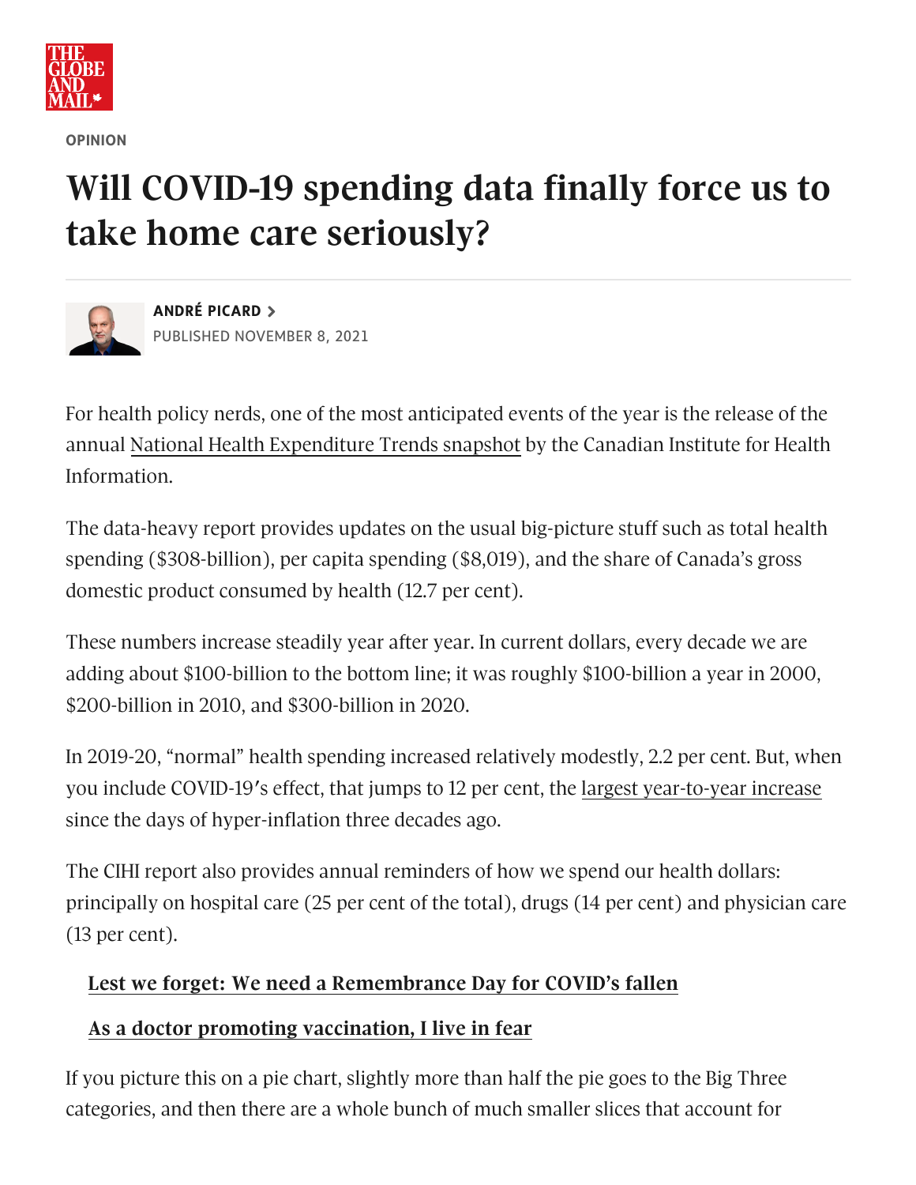OPINION

# Will COVID-19 spending data finally force us to take home care seriously?

**ANDRÉ PICARD**
PUBLISHED NOVEMBER 8, 2021

For health policy nerds, one of the most anticipated events of the year is the release of the annual National Health Expenditure Trends snapshot by the Canadian Institute for Health Information.

The data-heavy report provides updates on the usual big-picture stuff such as total health spending ($308-billion), per capita spending ($8,019), and the share of Canada's gross domestic product consumed by health (12.7 per cent).

These numbers increase steadily year after year. In current dollars, every decade we are adding about $100-billion to the bottom line; it was roughly $100-billion a year in 2000, $200-billion in 2010, and $300-billion in 2020.

In 2019-20, "normal" health spending increased relatively modestly, 2.2 per cent. But, when you include COVID-19's effect, that jumps to 12 per cent, the largest year-to-year increase since the days of hyper-inflation three decades ago.

The CIHI report also provides annual reminders of how we spend our health dollars: principally on hospital care (25 per cent of the total), drugs (14 per cent) and physician care (13 per cent).

**Lest we forget: We need a Remembrance Day for COVID's fallen**

**As a doctor promoting vaccination, I live in fear**

If you picture this on a pie chart, slightly more than half the pie goes to the Big Three categories, and then there are a whole bunch of much smaller slices that account for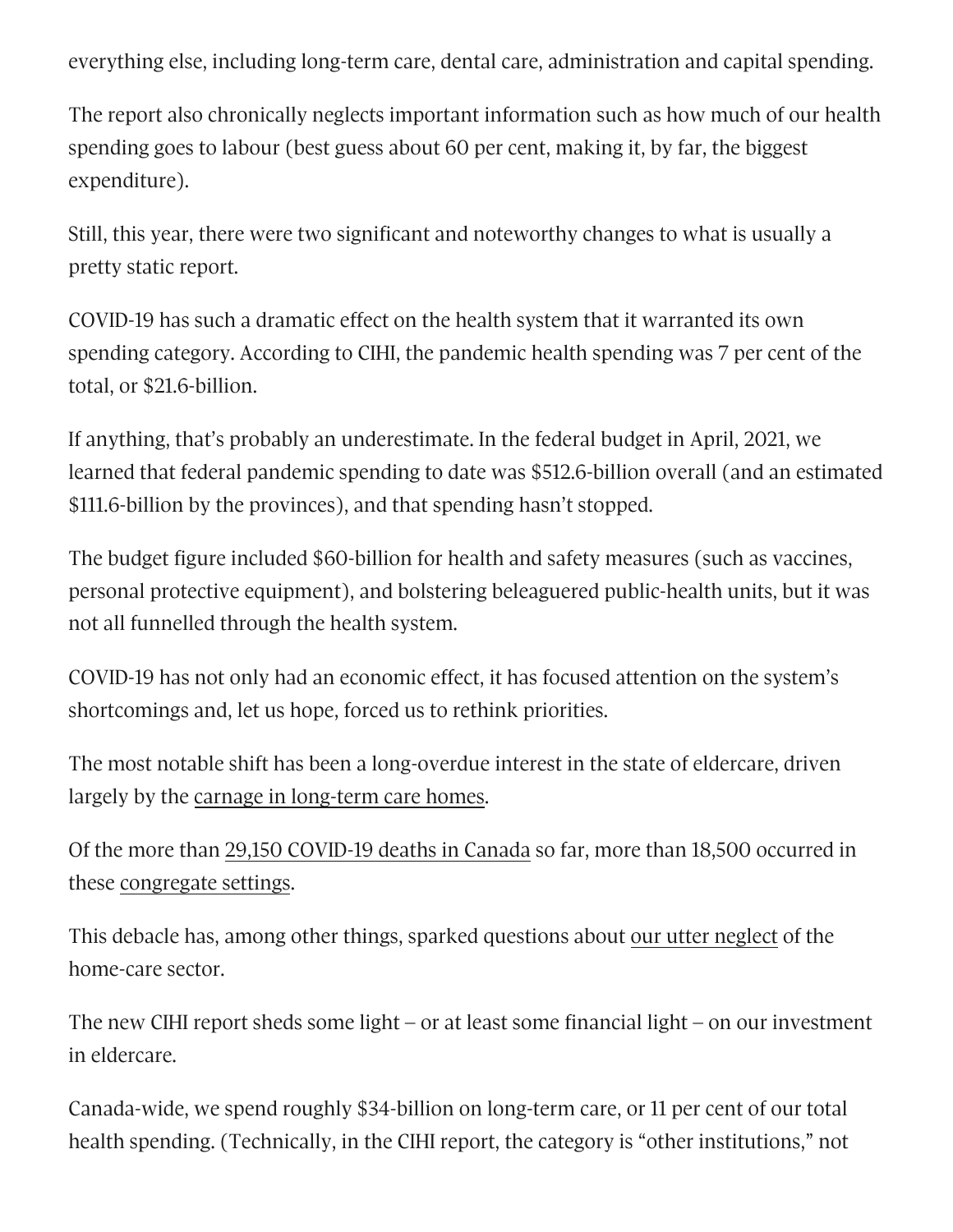everything else, including long-term care, dental care, administration and capital spending.

The report also chronically neglects important information such as how much of our health spending goes to labour (best guess about 60 per cent, making it, by far, the biggest expenditure).

Still, this year, there were two significant and noteworthy changes to what is usually a pretty static report.

COVID-19 has such a dramatic effect on the health system that it warranted its own spending category. According to CIHI, the pandemic health spending was 7 per cent of the total, or $21.6-billion.

If anything, that's probably an underestimate. In the federal budget in April, 2021, we learned that federal pandemic spending to date was $512.6-billion overall (and an estimated $111.6-billion by the provinces), and that spending hasn't stopped.

The budget figure included $60-billion for health and safety measures (such as vaccines, personal protective equipment), and bolstering beleaguered public-health units, but it was not all funnelled through the health system.

COVID-19 has not only had an economic effect, it has focused attention on the system's shortcomings and, let us hope, forced us to rethink priorities.

The most notable shift has been a long-overdue interest in the state of eldercare, driven largely by the carnage in long-term care homes.

Of the more than 29,150 COVID-19 deaths in Canada so far, more than 18,500 occurred in these congregate settings.

This debacle has, among other things, sparked questions about our utter neglect of the home-care sector.

The new CIHI report sheds some light – or at least some financial light – on our investment in eldercare.

Canada-wide, we spend roughly $34-billion on long-term care, or 11 per cent of our total health spending. (Technically, in the CIHI report, the category is "other institutions," not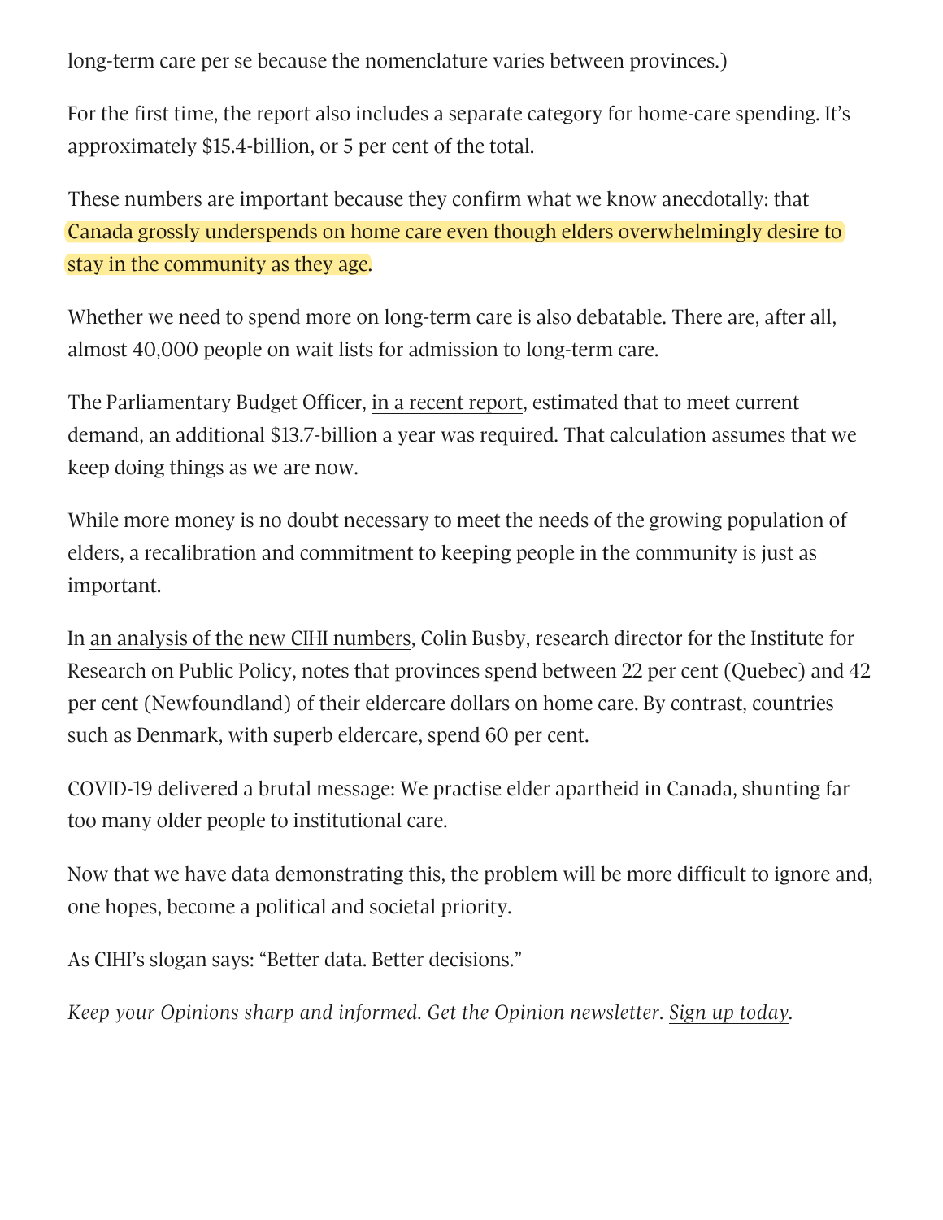long-term care per se because the nomenclature varies between provinces.)

For the first time, the report also includes a separate category for home-care spending. It's approximately $15.4-billion, or 5 per cent of the total.

These numbers are important because they confirm what we know anecdotally: that Canada grossly underspends on home care even though elders overwhelmingly desire to stay in the community as they age.

Whether we need to spend more on long-term care is also debatable. There are, after all, almost 40,000 people on wait lists for admission to long-term care.

The Parliamentary Budget Officer, in a recent report, estimated that to meet current demand, an additional $13.7-billion a year was required. That calculation assumes that we keep doing things as we are now.

While more money is no doubt necessary to meet the needs of the growing population of elders, a recalibration and commitment to keeping people in the community is just as important.

In an analysis of the new CIHI numbers, Colin Busby, research director for the Institute for Research on Public Policy, notes that provinces spend between 22 per cent (Quebec) and 42 per cent (Newfoundland) of their eldercare dollars on home care. By contrast, countries such as Denmark, with superb eldercare, spend 60 per cent.

COVID-19 delivered a brutal message: We practise elder apartheid in Canada, shunting far too many older people to institutional care.

Now that we have data demonstrating this, the problem will be more difficult to ignore and, one hopes, become a political and societal priority.

As CIHI's slogan says: "Better data. Better decisions."

*Keep your Opinions sharp and informed. Get the Opinion newsletter. Sign up today.*